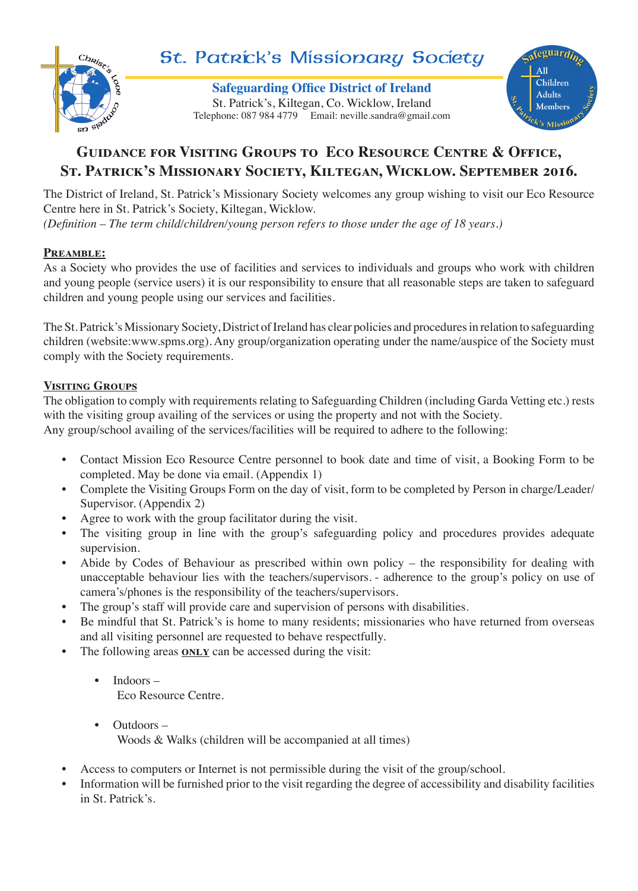# St. Patrick's Missionary Society

**Safeguarding Office District of Ireland**

St. Patrick's, Kiltegan, Co. Wicklow, Ireland
Telephone: 087 984 4779 Email: neville.sandra@gmail.com

## Guidance for Visiting Groups to Eco Resource Centre & Office, St. Patrick's Missionary Society, Kiltegan, Wicklow. September 2016.

The District of Ireland, St. Patrick's Missionary Society welcomes any group wishing to visit our Eco Resource Centre here in St. Patrick's Society, Kiltegan, Wicklow.
*(Definition – The term child/children/young person refers to those under the age of 18 years.)*

### Preamble:

As a Society who provides the use of facilities and services to individuals and groups who work with children and young people (service users) it is our responsibility to ensure that all reasonable steps are taken to safeguard children and young people using our services and facilities.

The St. Patrick's Missionary Society, District of Ireland has clear policies and procedures in relation to safeguarding children (website:www.spms.org). Any group/organization operating under the name/auspice of the Society must comply with the Society requirements.

### Visiting Groups

The obligation to comply with requirements relating to Safeguarding Children (including Garda Vetting etc.) rests with the visiting group availing of the services or using the property and not with the Society.
Any group/school availing of the services/facilities will be required to adhere to the following:

- Contact Mission Eco Resource Centre personnel to book date and time of visit, a Booking Form to be completed. May be done via email. (Appendix 1)
- Complete the Visiting Groups Form on the day of visit, form to be completed by Person in charge/Leader/ Supervisor. (Appendix 2)
- Agree to work with the group facilitator during the visit.
- The visiting group in line with the group's safeguarding policy and procedures provides adequate supervision.
- Abide by Codes of Behaviour as prescribed within own policy – the responsibility for dealing with unacceptable behaviour lies with the teachers/supervisors. - adherence to the group's policy on use of camera's/phones is the responsibility of the teachers/supervisors.
- The group's staff will provide care and supervision of persons with disabilities.
- Be mindful that St. Patrick's is home to many residents; missionaries who have returned from overseas and all visiting personnel are requested to behave respectfully.
- The following areas **ONLY** can be accessed during the visit:
  - Indoors –
    Eco Resource Centre.
  - Outdoors –
    Woods & Walks (children will be accompanied at all times)
- Access to computers or Internet is not permissible during the visit of the group/school.
- Information will be furnished prior to the visit regarding the degree of accessibility and disability facilities in St. Patrick's.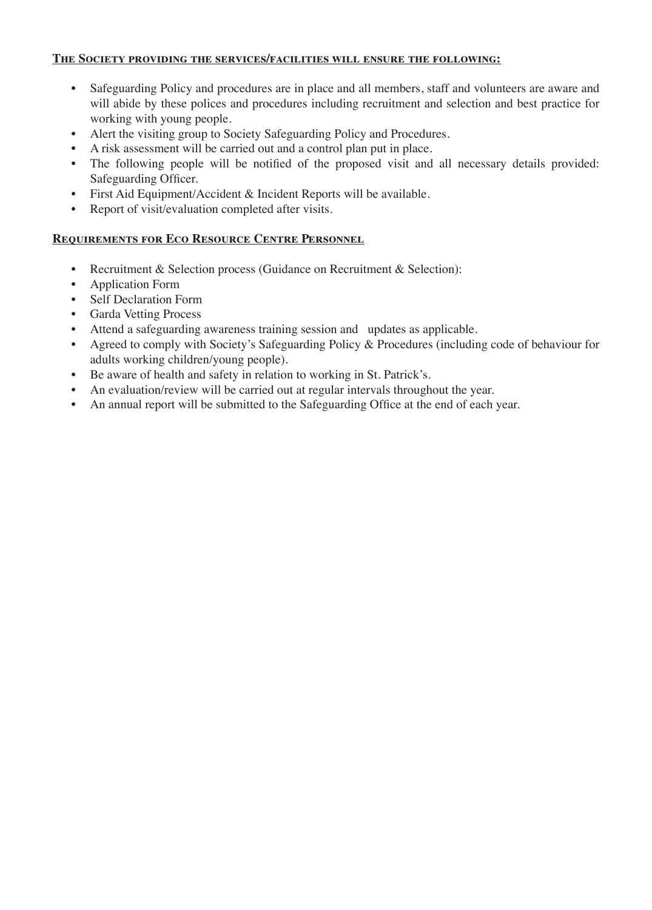## The Society providing the services/facilities will ensure the following:

- Safeguarding Policy and procedures are in place and all members, staff and volunteers are aware and will abide by these polices and procedures including recruitment and selection and best practice for working with young people.
- Alert the visiting group to Society Safeguarding Policy and Procedures.
- A risk assessment will be carried out and a control plan put in place.
- The following people will be notified of the proposed visit and all necessary details provided: Safeguarding Officer.
- First Aid Equipment/Accident & Incident Reports will be available.
- Report of visit/evaluation completed after visits.

## Requirements for Eco Resource Centre Personnel

- Recruitment & Selection process (Guidance on Recruitment & Selection):
- Application Form
- Self Declaration Form
- Garda Vetting Process
- Attend a safeguarding awareness training session and updates as applicable.
- Agreed to comply with Society's Safeguarding Policy & Procedures (including code of behaviour for adults working children/young people).
- Be aware of health and safety in relation to working in St. Patrick's.
- An evaluation/review will be carried out at regular intervals throughout the year.
- An annual report will be submitted to the Safeguarding Office at the end of each year.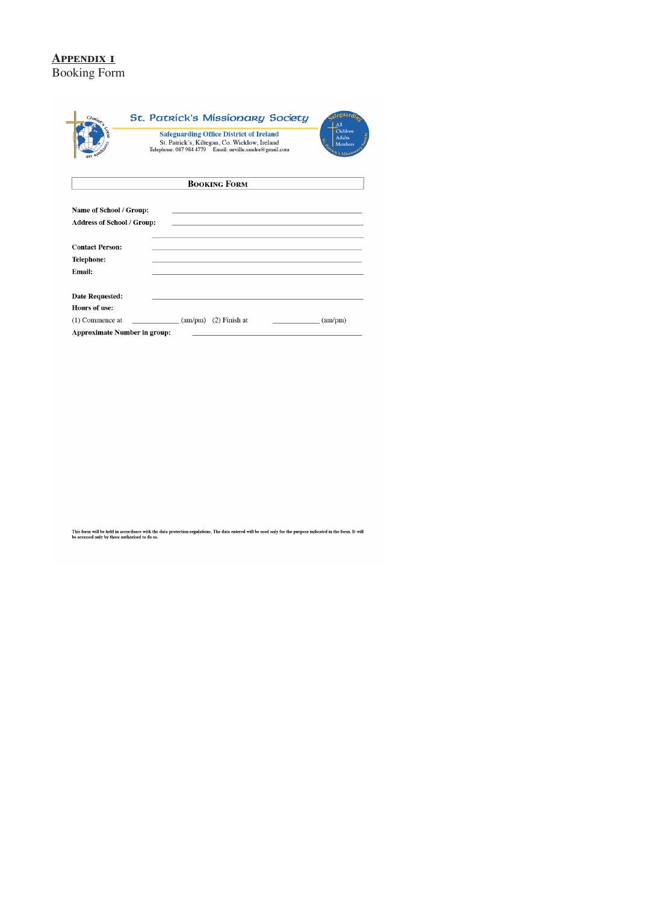## Appendix 1
Booking Form

**St. Patrick's Missionary Society**

**Safeguarding Office District of Ireland**
St. Patrick's, Kiltegan, Co. Wicklow, Ireland
Telephone: 087 984 4779 Email: neville.sandra@gmail.com

### Booking Form

**Name of School / Group:** ______________________________

**Address of School / Group:** ______________________________

______________________________

**Contact Person:** ______________________________

**Telephone:** ______________________________

**Email:** ______________________________

**Date Requested:** ______________________________

**Hours of use:**

(1) Commence at __________ (am/pm) (2) Finish at __________ (am/pm)

**Approximate Number in group:** ______________________________

This form will be held in accordance with the data protection regulations. The data entered will be used only for the purpose indicated in the form. It will be accessed only by those authorised to do so.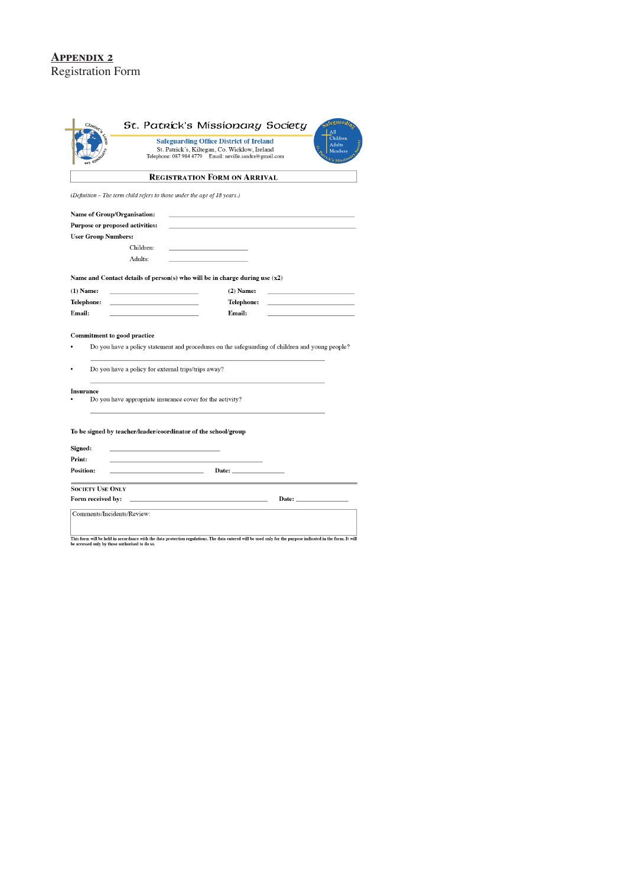# Appendix 2

Registration Form

**St. Patrick's Missionary Society**

**Safeguarding Office District of Ireland**

St. Patrick's, Kiltegan, Co. Wicklow, Ireland

Telephone: 087 984 4779 Email: neville.sandra@gmail.com

## Registration Form on Arrival

*(Definition – The term child refers to those under the age of 18 years.)*

**Name of Group/Organisation:** ______________________________

**Purpose or proposed activities:** ______________________________

**User Group Numbers:**

Children: ____________________

Adults: ____________________

**Name and Contact details of person(s) who will be in charge during use (x2)**

**(1) Name:** ____________________ **(2) Name:** ____________________

**Telephone:** ____________________ **Telephone:** ____________________

**Email:** ____________________ **Email:** ____________________

**Commitment to good practice**

- Do you have a policy statement and procedures on the safeguarding of children and young people?

  ______________________________________________

- Do you have a policy for external trips/trips away?

  ______________________________________________

**Insurance**

- Do you have appropriate insurance cover for the activity?

  ______________________________________________

**To be signed by teacher/leader/coordinator of the school/group**

**Signed:** ____________________

**Print:** ______________________________

**Position:** ____________________ **Date:** ______________

---

**Society Use Only**

**Form received by:** ______________________________ **Date:** ______________

Comments/Incidents/Review:

This form will be held in accordance with the data protection regulations. The data entered will be used only for the purpose indicated in the form. It will be accessed only by those authorised to do so.